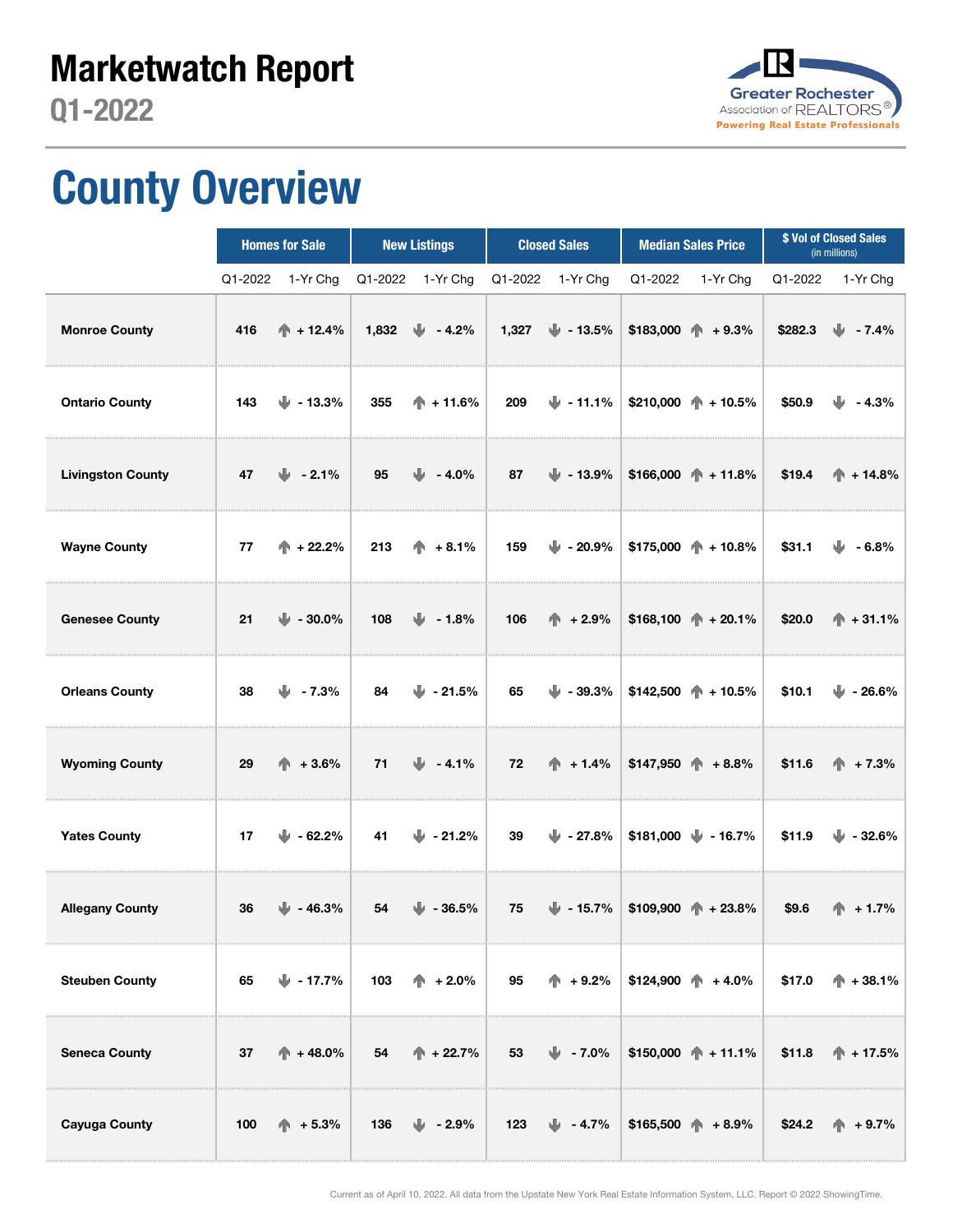# Marketwatch Report

## Q1-2022

Greater Rochester Association of REALTORS®
Powering Real Estate Professionals

# County Overview

| | Homes for Sale | | New Listings | | Closed Sales | | Median Sales Price | | $ Vol of Closed Sales (in millions) | |
|---|---|---|---|---|---|---|---|---|---|---|
| | Q1-2022 | 1-Yr Chg | Q1-2022 | 1-Yr Chg | Q1-2022 | 1-Yr Chg | Q1-2022 | 1-Yr Chg | Q1-2022 | 1-Yr Chg |
| **Monroe County** | 416 | + 12.4% | 1,832 | - 4.2% | 1,327 | - 13.5% | $183,000 | + 9.3% | $282.3 | - 7.4% |
| **Ontario County** | 143 | - 13.3% | 355 | + 11.6% | 209 | - 11.1% | $210,000 | + 10.5% | $50.9 | - 4.3% |
| **Livingston County** | 47 | - 2.1% | 95 | - 4.0% | 87 | - 13.9% | $166,000 | + 11.8% | $19.4 | + 14.8% |
| **Wayne County** | 77 | + 22.2% | 213 | + 8.1% | 159 | - 20.9% | $175,000 | + 10.8% | $31.1 | - 6.8% |
| **Genesee County** | 21 | - 30.0% | 108 | - 1.8% | 106 | + 2.9% | $168,100 | + 20.1% | $20.0 | + 31.1% |
| **Orleans County** | 38 | - 7.3% | 84 | - 21.5% | 65 | - 39.3% | $142,500 | + 10.5% | $10.1 | - 26.6% |
| **Wyoming County** | 29 | + 3.6% | 71 | - 4.1% | 72 | + 1.4% | $147,950 | + 8.8% | $11.6 | + 7.3% |
| **Yates County** | 17 | - 62.2% | 41 | - 21.2% | 39 | - 27.8% | $181,000 | - 16.7% | $11.9 | - 32.6% |
| **Allegany County** | 36 | - 46.3% | 54 | - 36.5% | 75 | - 15.7% | $109,900 | + 23.8% | $9.6 | + 1.7% |
| **Steuben County** | 65 | - 17.7% | 103 | + 2.0% | 95 | + 9.2% | $124,900 | + 4.0% | $17.0 | + 38.1% |
| **Seneca County** | 37 | + 48.0% | 54 | + 22.7% | 53 | - 7.0% | $150,000 | + 11.1% | $11.8 | + 17.5% |
| **Cayuga County** | 100 | + 5.3% | 136 | - 2.9% | 123 | - 4.7% | $165,500 | + 8.9% | $24.2 | + 9.7% |

Current as of April 10, 2022. All data from the Upstate New York Real Estate Information System, LLC. Report © 2022 ShowingTime.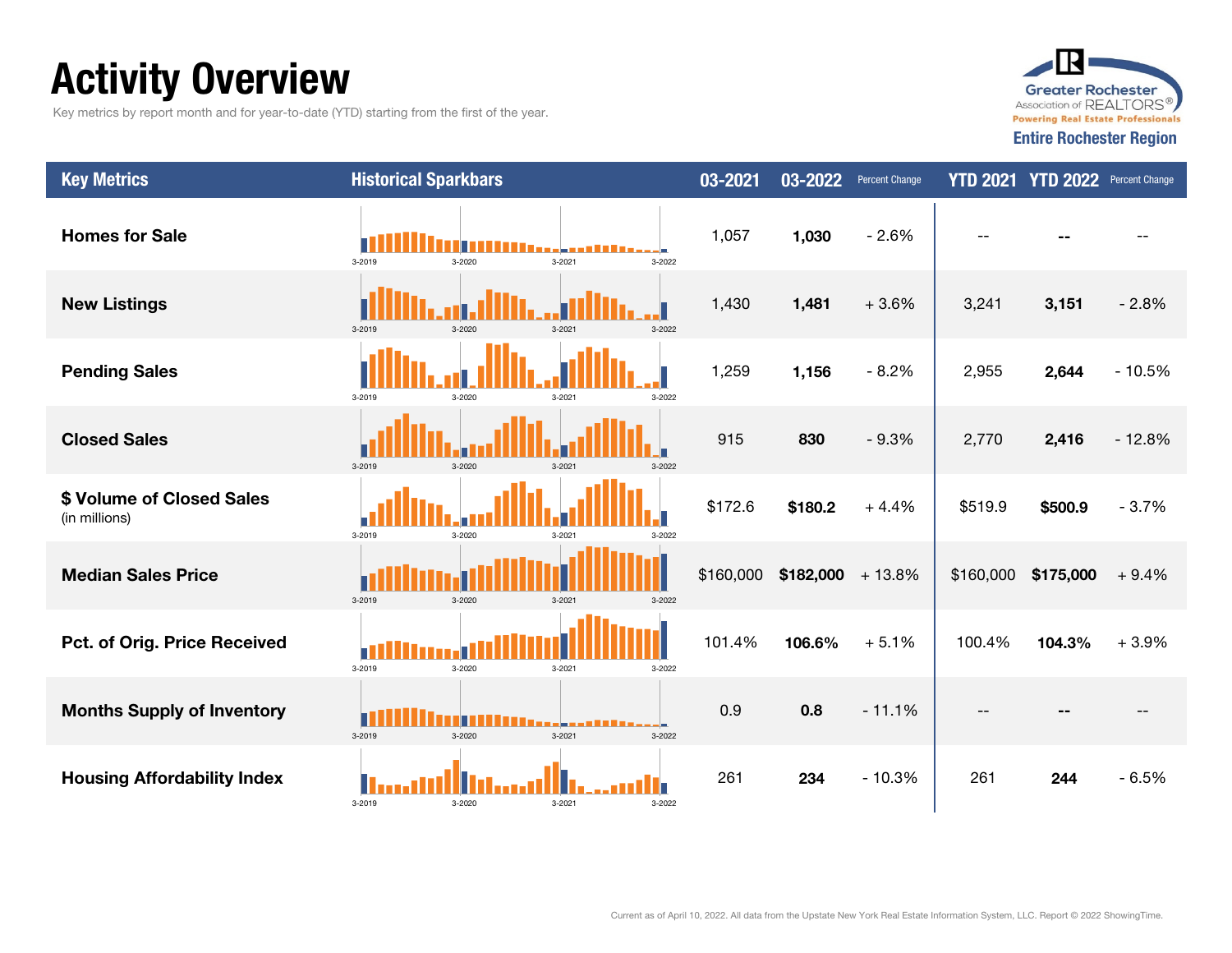# Activity Overview

Key metrics by report month and for year-to-date (YTD) starting from the first of the year.

Greater Rochester Association of REALTORS® Powering Real Estate Professionals

**Entire Rochester Region**

| Key Metrics | Historical Sparkbars | 03-2021 | 03-2022 | Percent Change | YTD 2021 | YTD 2022 | Percent Change |
|---|---|---|---|---|---|---|---|
| **Homes for Sale** | 3-2019 3-2020 3-2021 3-2022 | 1,057 | **1,030** | - 2.6% | -- | **--** | -- |
| **New Listings** | 3-2019 3-2020 3-2021 3-2022 | 1,430 | **1,481** | + 3.6% | 3,241 | **3,151** | - 2.8% |
| **Pending Sales** | 3-2019 3-2020 3-2021 3-2022 | 1,259 | **1,156** | - 8.2% | 2,955 | **2,644** | - 10.5% |
| **Closed Sales** | 3-2019 3-2020 3-2021 3-2022 | 915 | **830** | - 9.3% | 2,770 | **2,416** | - 12.8% |
| **$ Volume of Closed Sales** (in millions) | 3-2019 3-2020 3-2021 3-2022 | $172.6 | **$180.2** | + 4.4% | $519.9 | **$500.9** | - 3.7% |
| **Median Sales Price** | 3-2019 3-2020 3-2021 3-2022 | $160,000 | **$182,000** | + 13.8% | $160,000 | **$175,000** | + 9.4% |
| **Pct. of Orig. Price Received** | 3-2019 3-2020 3-2021 3-2022 | 101.4% | **106.6%** | + 5.1% | 100.4% | **104.3%** | + 3.9% |
| **Months Supply of Inventory** | 3-2019 3-2020 3-2021 3-2022 | 0.9 | **0.8** | - 11.1% | -- | **--** | -- |
| **Housing Affordability Index** | 3-2019 3-2020 3-2021 3-2022 | 261 | **234** | - 10.3% | 261 | **244** | - 6.5% |

Current as of April 10, 2022. All data from the Upstate New York Real Estate Information System, LLC. Report © 2022 ShowingTime.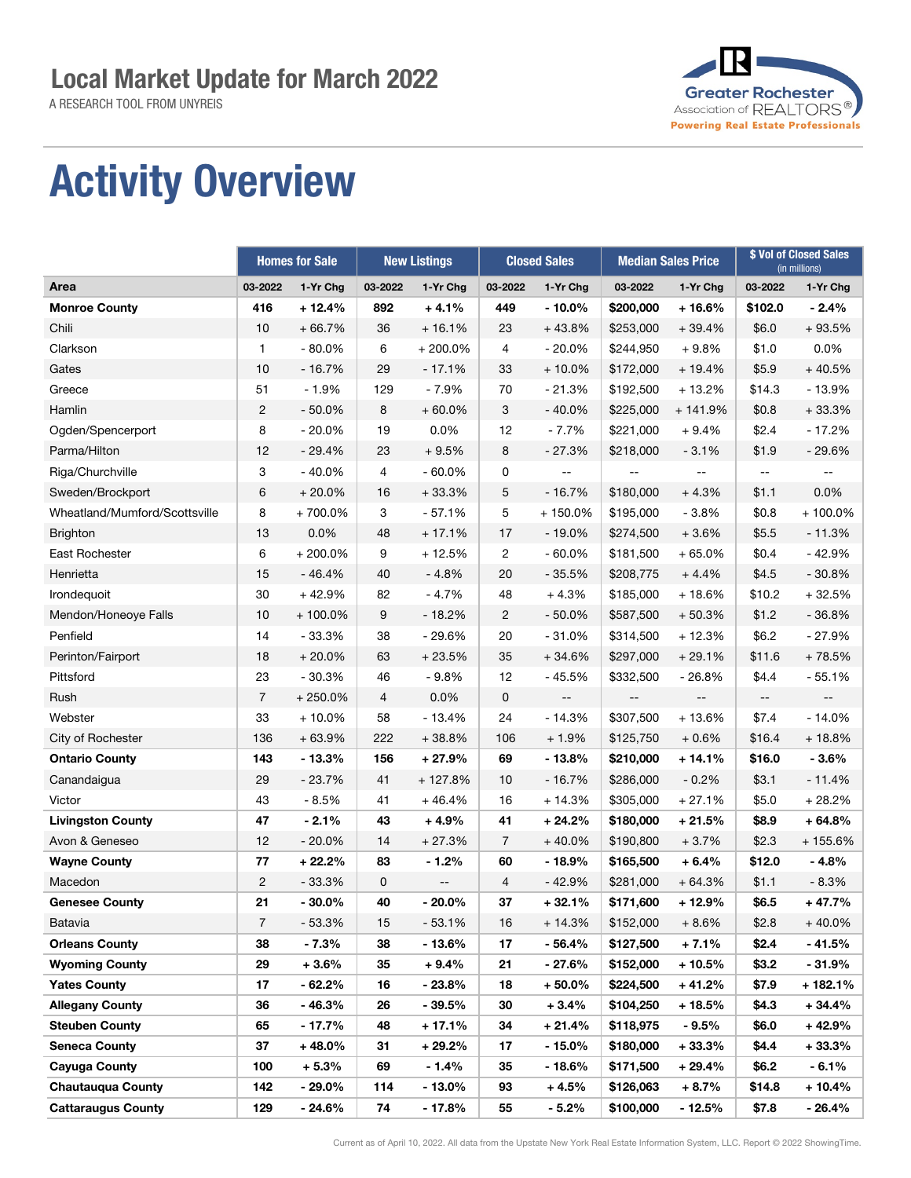# Local Market Update for March 2022

A RESEARCH TOOL FROM UNYREIS

Greater Rochester Association of REALTORS®
Powering Real Estate Professionals

# Activity Overview

| | Homes for Sale | | New Listings | | Closed Sales | | Median Sales Price | | $ Vol of Closed Sales (in millions) | |
|---|---|---|---|---|---|---|---|---|---|---|
| **Area** | **03-2022** | **1-Yr Chg** | **03-2022** | **1-Yr Chg** | **03-2022** | **1-Yr Chg** | **03-2022** | **1-Yr Chg** | **03-2022** | **1-Yr Chg** |
| **Monroe County** | **416** | **+ 12.4%** | **892** | **+ 4.1%** | **449** | **- 10.0%** | **$200,000** | **+ 16.6%** | **$102.0** | **- 2.4%** |
| Chili | 10 | + 66.7% | 36 | + 16.1% | 23 | + 43.8% | $253,000 | + 39.4% | $6.0 | + 93.5% |
| Clarkson | 1 | - 80.0% | 6 | + 200.0% | 4 | - 20.0% | $244,950 | + 9.8% | $1.0 | 0.0% |
| Gates | 10 | - 16.7% | 29 | - 17.1% | 33 | + 10.0% | $172,000 | + 19.4% | $5.9 | + 40.5% |
| Greece | 51 | - 1.9% | 129 | - 7.9% | 70 | - 21.3% | $192,500 | + 13.2% | $14.3 | - 13.9% |
| Hamlin | 2 | - 50.0% | 8 | + 60.0% | 3 | - 40.0% | $225,000 | + 141.9% | $0.8 | + 33.3% |
| Ogden/Spencerport | 8 | - 20.0% | 19 | 0.0% | 12 | - 7.7% | $221,000 | + 9.4% | $2.4 | - 17.2% |
| Parma/Hilton | 12 | - 29.4% | 23 | + 9.5% | 8 | - 27.3% | $218,000 | - 3.1% | $1.9 | - 29.6% |
| Riga/Churchville | 3 | - 40.0% | 4 | - 60.0% | 0 | -- | -- | -- | -- | -- |
| Sweden/Brockport | 6 | + 20.0% | 16 | + 33.3% | 5 | - 16.7% | $180,000 | + 4.3% | $1.1 | 0.0% |
| Wheatland/Mumford/Scottsville | 8 | + 700.0% | 3 | - 57.1% | 5 | + 150.0% | $195,000 | - 3.8% | $0.8 | + 100.0% |
| Brighton | 13 | 0.0% | 48 | + 17.1% | 17 | - 19.0% | $274,500 | + 3.6% | $5.5 | - 11.3% |
| East Rochester | 6 | + 200.0% | 9 | + 12.5% | 2 | - 60.0% | $181,500 | + 65.0% | $0.4 | - 42.9% |
| Henrietta | 15 | - 46.4% | 40 | - 4.8% | 20 | - 35.5% | $208,775 | + 4.4% | $4.5 | - 30.8% |
| Irondequoit | 30 | + 42.9% | 82 | - 4.7% | 48 | + 4.3% | $185,000 | + 18.6% | $10.2 | + 32.5% |
| Mendon/Honeoye Falls | 10 | + 100.0% | 9 | - 18.2% | 2 | - 50.0% | $587,500 | + 50.3% | $1.2 | - 36.8% |
| Penfield | 14 | - 33.3% | 38 | - 29.6% | 20 | - 31.0% | $314,500 | + 12.3% | $6.2 | - 27.9% |
| Perinton/Fairport | 18 | + 20.0% | 63 | + 23.5% | 35 | + 34.6% | $297,000 | + 29.1% | $11.6 | + 78.5% |
| Pittsford | 23 | - 30.3% | 46 | - 9.8% | 12 | - 45.5% | $332,500 | - 26.8% | $4.4 | - 55.1% |
| Rush | 7 | + 250.0% | 4 | 0.0% | 0 | -- | -- | -- | -- | -- |
| Webster | 33 | + 10.0% | 58 | - 13.4% | 24 | - 14.3% | $307,500 | + 13.6% | $7.4 | - 14.0% |
| City of Rochester | 136 | + 63.9% | 222 | + 38.8% | 106 | + 1.9% | $125,750 | + 0.6% | $16.4 | + 18.8% |
| **Ontario County** | **143** | **- 13.3%** | **156** | **+ 27.9%** | **69** | **- 13.8%** | **$210,000** | **+ 14.1%** | **$16.0** | **- 3.6%** |
| Canandaigua | 29 | - 23.7% | 41 | + 127.8% | 10 | - 16.7% | $286,000 | - 0.2% | $3.1 | - 11.4% |
| Victor | 43 | - 8.5% | 41 | + 46.4% | 16 | + 14.3% | $305,000 | + 27.1% | $5.0 | + 28.2% |
| **Livingston County** | **47** | **- 2.1%** | **43** | **+ 4.9%** | **41** | **+ 24.2%** | **$180,000** | **+ 21.5%** | **$8.9** | **+ 64.8%** |
| Avon & Geneseo | 12 | - 20.0% | 14 | + 27.3% | 7 | + 40.0% | $190,800 | + 3.7% | $2.3 | + 155.6% |
| **Wayne County** | **77** | **+ 22.2%** | **83** | **- 1.2%** | **60** | **- 18.9%** | **$165,500** | **+ 6.4%** | **$12.0** | **- 4.8%** |
| Macedon | 2 | - 33.3% | 0 | -- | 4 | - 42.9% | $281,000 | + 64.3% | $1.1 | - 8.3% |
| **Genesee County** | **21** | **- 30.0%** | **40** | **- 20.0%** | **37** | **+ 32.1%** | **$171,600** | **+ 12.9%** | **$6.5** | **+ 47.7%** |
| Batavia | 7 | - 53.3% | 15 | - 53.1% | 16 | + 14.3% | $152,000 | + 8.6% | $2.8 | + 40.0% |
| **Orleans County** | **38** | **- 7.3%** | **38** | **- 13.6%** | **17** | **- 56.4%** | **$127,500** | **+ 7.1%** | **$2.4** | **- 41.5%** |
| **Wyoming County** | **29** | **+ 3.6%** | **35** | **+ 9.4%** | **21** | **- 27.6%** | **$152,000** | **+ 10.5%** | **$3.2** | **- 31.9%** |
| **Yates County** | **17** | **- 62.2%** | **16** | **- 23.8%** | **18** | **+ 50.0%** | **$224,500** | **+ 41.2%** | **$7.9** | **+ 182.1%** |
| **Allegany County** | **36** | **- 46.3%** | **26** | **- 39.5%** | **30** | **+ 3.4%** | **$104,250** | **+ 18.5%** | **$4.3** | **+ 34.4%** |
| **Steuben County** | **65** | **- 17.7%** | **48** | **+ 17.1%** | **34** | **+ 21.4%** | **$118,975** | **- 9.5%** | **$6.0** | **+ 42.9%** |
| **Seneca County** | **37** | **+ 48.0%** | **31** | **+ 29.2%** | **17** | **- 15.0%** | **$180,000** | **+ 33.3%** | **$4.4** | **+ 33.3%** |
| **Cayuga County** | **100** | **+ 5.3%** | **69** | **- 1.4%** | **35** | **- 18.6%** | **$171,500** | **+ 29.4%** | **$6.2** | **- 6.1%** |
| **Chautauqua County** | **142** | **- 29.0%** | **114** | **- 13.0%** | **93** | **+ 4.5%** | **$126,063** | **+ 8.7%** | **$14.8** | **+ 10.4%** |
| **Cattaraugus County** | **129** | **- 24.6%** | **74** | **- 17.8%** | **55** | **- 5.2%** | **$100,000** | **- 12.5%** | **$7.8** | **- 26.4%** |

Current as of April 10, 2022. All data from the Upstate New York Real Estate Information System, LLC. Report © 2022 ShowingTime.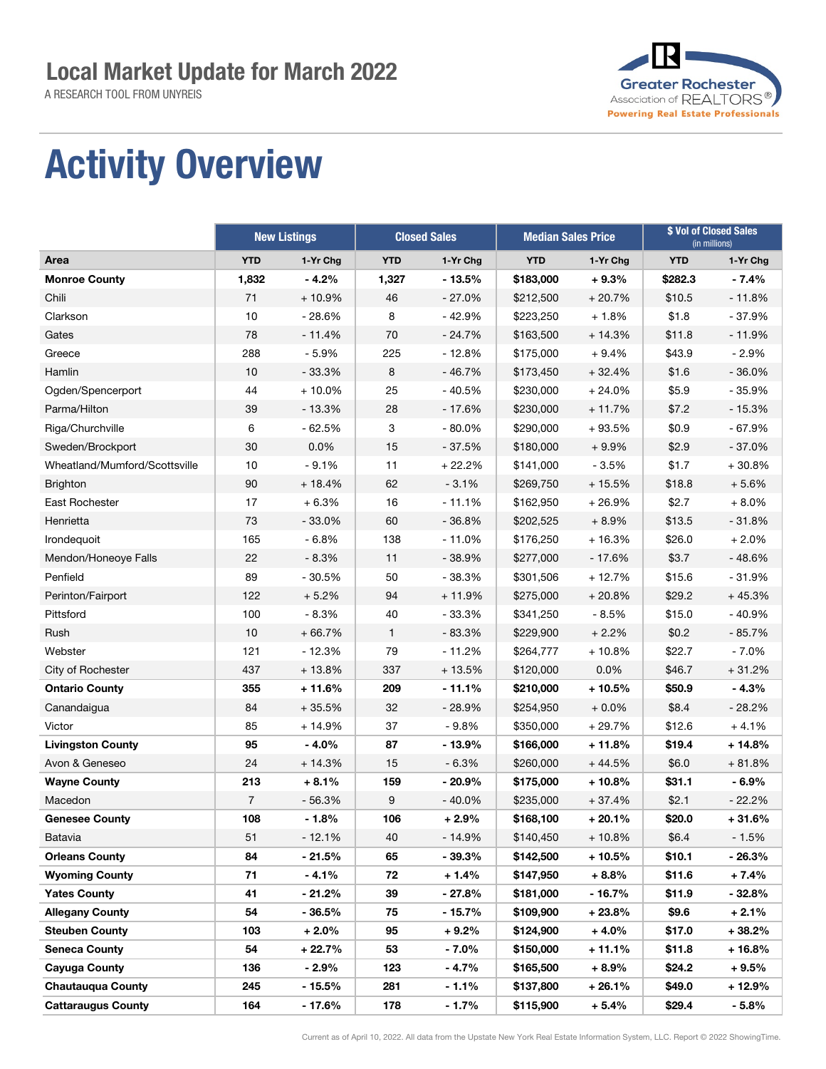# Local Market Update for March 2022

A RESEARCH TOOL FROM UNYREIS

Greater Rochester Association of REALTORS®
Powering Real Estate Professionals

# Activity Overview

| | New Listings | | Closed Sales | | Median Sales Price | | $ Vol of Closed Sales (in millions) | |
|---|---|---|---|---|---|---|---|---|
| **Area** | **YTD** | **1-Yr Chg** | **YTD** | **1-Yr Chg** | **YTD** | **1-Yr Chg** | **YTD** | **1-Yr Chg** |
| **Monroe County** | **1,832** | **- 4.2%** | **1,327** | **- 13.5%** | **$183,000** | **+ 9.3%** | **$282.3** | **- 7.4%** |
| Chili | 71 | + 10.9% | 46 | - 27.0% | $212,500 | + 20.7% | $10.5 | - 11.8% |
| Clarkson | 10 | - 28.6% | 8 | - 42.9% | $223,250 | + 1.8% | $1.8 | - 37.9% |
| Gates | 78 | - 11.4% | 70 | - 24.7% | $163,500 | + 14.3% | $11.8 | - 11.9% |
| Greece | 288 | - 5.9% | 225 | - 12.8% | $175,000 | + 9.4% | $43.9 | - 2.9% |
| Hamlin | 10 | - 33.3% | 8 | - 46.7% | $173,450 | + 32.4% | $1.6 | - 36.0% |
| Ogden/Spencerport | 44 | + 10.0% | 25 | - 40.5% | $230,000 | + 24.0% | $5.9 | - 35.9% |
| Parma/Hilton | 39 | - 13.3% | 28 | - 17.6% | $230,000 | + 11.7% | $7.2 | - 15.3% |
| Riga/Churchville | 6 | - 62.5% | 3 | - 80.0% | $290,000 | + 93.5% | $0.9 | - 67.9% |
| Sweden/Brockport | 30 | 0.0% | 15 | - 37.5% | $180,000 | + 9.9% | $2.9 | - 37.0% |
| Wheatland/Mumford/Scottsville | 10 | - 9.1% | 11 | + 22.2% | $141,000 | - 3.5% | $1.7 | + 30.8% |
| Brighton | 90 | + 18.4% | 62 | - 3.1% | $269,750 | + 15.5% | $18.8 | + 5.6% |
| East Rochester | 17 | + 6.3% | 16 | - 11.1% | $162,950 | + 26.9% | $2.7 | + 8.0% |
| Henrietta | 73 | - 33.0% | 60 | - 36.8% | $202,525 | + 8.9% | $13.5 | - 31.8% |
| Irondequoit | 165 | - 6.8% | 138 | - 11.0% | $176,250 | + 16.3% | $26.0 | + 2.0% |
| Mendon/Honeoye Falls | 22 | - 8.3% | 11 | - 38.9% | $277,000 | - 17.6% | $3.7 | - 48.6% |
| Penfield | 89 | - 30.5% | 50 | - 38.3% | $301,506 | + 12.7% | $15.6 | - 31.9% |
| Perinton/Fairport | 122 | + 5.2% | 94 | + 11.9% | $275,000 | + 20.8% | $29.2 | + 45.3% |
| Pittsford | 100 | - 8.3% | 40 | - 33.3% | $341,250 | - 8.5% | $15.0 | - 40.9% |
| Rush | 10 | + 66.7% | 1 | - 83.3% | $229,900 | + 2.2% | $0.2 | - 85.7% |
| Webster | 121 | - 12.3% | 79 | - 11.2% | $264,777 | + 10.8% | $22.7 | - 7.0% |
| City of Rochester | 437 | + 13.8% | 337 | + 13.5% | $120,000 | 0.0% | $46.7 | + 31.2% |
| **Ontario County** | **355** | **+ 11.6%** | **209** | **- 11.1%** | **$210,000** | **+ 10.5%** | **$50.9** | **- 4.3%** |
| Canandaigua | 84 | + 35.5% | 32 | - 28.9% | $254,950 | + 0.0% | $8.4 | - 28.2% |
| Victor | 85 | + 14.9% | 37 | - 9.8% | $350,000 | + 29.7% | $12.6 | + 4.1% |
| **Livingston County** | **95** | **- 4.0%** | **87** | **- 13.9%** | **$166,000** | **+ 11.8%** | **$19.4** | **+ 14.8%** |
| Avon & Geneseo | 24 | + 14.3% | 15 | - 6.3% | $260,000 | + 44.5% | $6.0 | + 81.8% |
| **Wayne County** | **213** | **+ 8.1%** | **159** | **- 20.9%** | **$175,000** | **+ 10.8%** | **$31.1** | **- 6.9%** |
| Macedon | 7 | - 56.3% | 9 | - 40.0% | $235,000 | + 37.4% | $2.1 | - 22.2% |
| **Genesee County** | **108** | **- 1.8%** | **106** | **+ 2.9%** | **$168,100** | **+ 20.1%** | **$20.0** | **+ 31.6%** |
| Batavia | 51 | - 12.1% | 40 | - 14.9% | $140,450 | + 10.8% | $6.4 | - 1.5% |
| **Orleans County** | **84** | **- 21.5%** | **65** | **- 39.3%** | **$142,500** | **+ 10.5%** | **$10.1** | **- 26.3%** |
| **Wyoming County** | **71** | **- 4.1%** | **72** | **+ 1.4%** | **$147,950** | **+ 8.8%** | **$11.6** | **+ 7.4%** |
| **Yates County** | **41** | **- 21.2%** | **39** | **- 27.8%** | **$181,000** | **- 16.7%** | **$11.9** | **- 32.8%** |
| **Allegany County** | **54** | **- 36.5%** | **75** | **- 15.7%** | **$109,900** | **+ 23.8%** | **$9.6** | **+ 2.1%** |
| **Steuben County** | **103** | **+ 2.0%** | **95** | **+ 9.2%** | **$124,900** | **+ 4.0%** | **$17.0** | **+ 38.2%** |
| **Seneca County** | **54** | **+ 22.7%** | **53** | **- 7.0%** | **$150,000** | **+ 11.1%** | **$11.8** | **+ 16.8%** |
| **Cayuga County** | **136** | **- 2.9%** | **123** | **- 4.7%** | **$165,500** | **+ 8.9%** | **$24.2** | **+ 9.5%** |
| **Chautauqua County** | **245** | **- 15.5%** | **281** | **- 1.1%** | **$137,800** | **+ 26.1%** | **$49.0** | **+ 12.9%** |
| **Cattaraugus County** | **164** | **- 17.6%** | **178** | **- 1.7%** | **$115,900** | **+ 5.4%** | **$29.4** | **- 5.8%** |

Current as of April 10, 2022. All data from the Upstate New York Real Estate Information System, LLC. Report © 2022 ShowingTime.